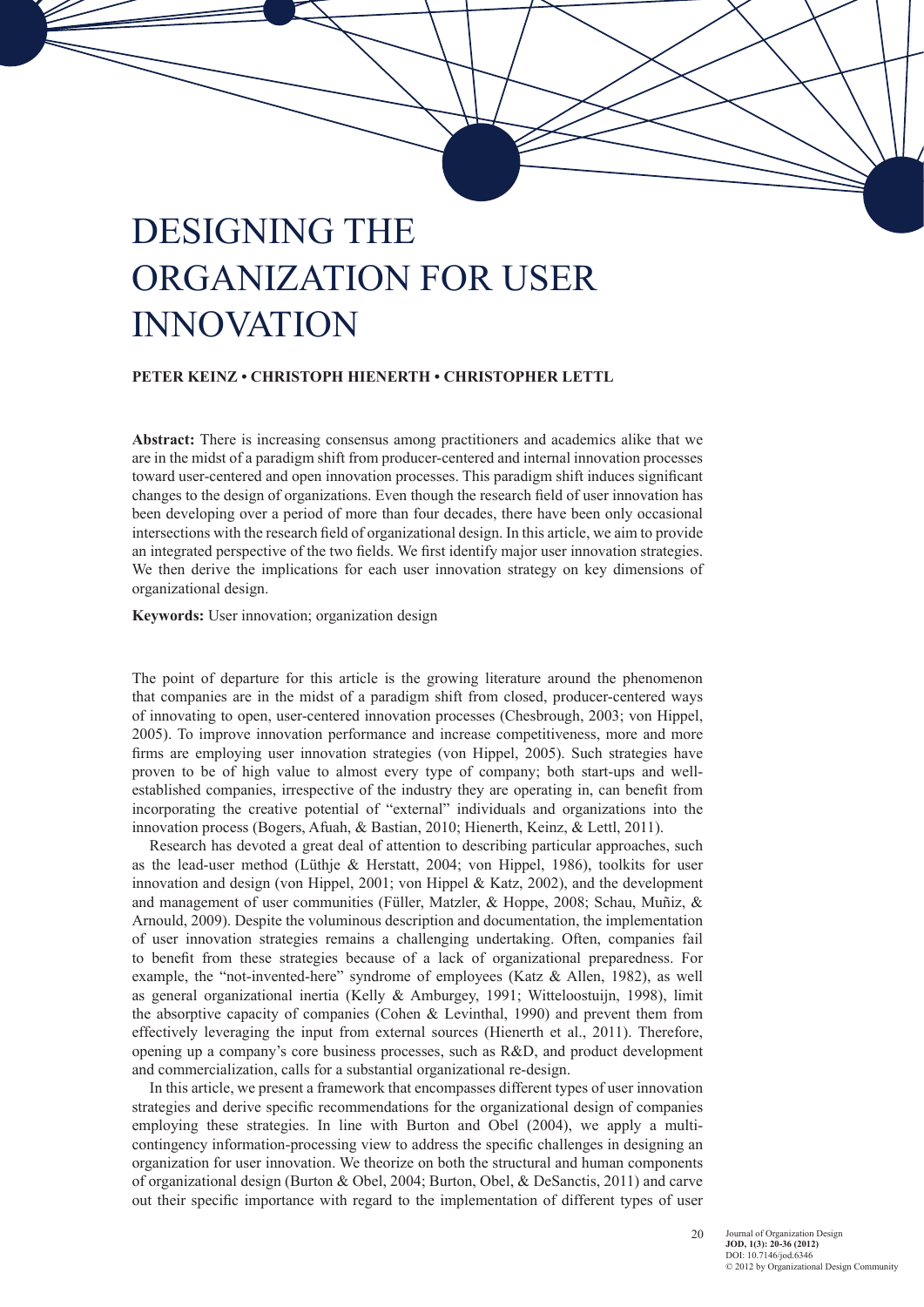# DESIGNING THE ORGANIZATION FOR USER INNOVATION

**PETER KEINZ • CHRISTOPH HIENERTH • CHRISTOPHER LETTL**

**Abstract:** There is increasing consensus among practitioners and academics alike that we are in the midst of a paradigm shift from producer-centered and internal innovation processes toward user-centered and open innovation processes. This paradigm shift induces significant changes to the design of organizations. Even though the research field of user innovation has been developing over a period of more than four decades, there have been only occasional intersections with the research field of organizational design. In this article, we aim to provide an integrated perspective of the two fields. We first identify major user innovation strategies. We then derive the implications for each user innovation strategy on key dimensions of organizational design.

**Keywords:** User innovation; organization design

The point of departure for this article is the growing literature around the phenomenon that companies are in the midst of a paradigm shift from closed, producer-centered ways of innovating to open, user-centered innovation processes (Chesbrough, 2003; von Hippel, 2005). To improve innovation performance and increase competitiveness, more and more firms are employing user innovation strategies (von Hippel, 2005). Such strategies have proven to be of high value to almost every type of company; both start-ups and well-established companies, irrespective of the industry they are operating in, can benefit from incorporating the creative potential of "external" individuals and organizations into the innovation process (Bogers, Afuah, & Bastian, 2010; Hienerth, Keinz, & Lettl, 2011).

Research has devoted a great deal of attention to describing particular approaches, such as the lead-user method (Lüthje & Herstatt, 2004; von Hippel, 1986), toolkits for user innovation and design (von Hippel, 2001; von Hippel & Katz, 2002), and the development and management of user communities (Füller, Matzler, & Hoppe, 2008; Schau, Muñiz, & Arnould, 2009). Despite the voluminous description and documentation, the implementation of user innovation strategies remains a challenging undertaking. Often, companies fail to benefit from these strategies because of a lack of organizational preparedness. For example, the "not-invented-here" syndrome of employees (Katz & Allen, 1982), as well as general organizational inertia (Kelly & Amburgey, 1991; Witteloostuijn, 1998), limit the absorptive capacity of companies (Cohen & Levinthal, 1990) and prevent them from effectively leveraging the input from external sources (Hienerth et al., 2011). Therefore, opening up a company's core business processes, such as R&D, and product development and commercialization, calls for a substantial organizational re-design.

In this article, we present a framework that encompasses different types of user innovation strategies and derive specific recommendations for the organizational design of companies employing these strategies. In line with Burton and Obel (2004), we apply a multi-contingency information-processing view to address the specific challenges in designing an organization for user innovation. We theorize on both the structural and human components of organizational design (Burton & Obel, 2004; Burton, Obel, & DeSanctis, 2011) and carve out their specific importance with regard to the implementation of different types of user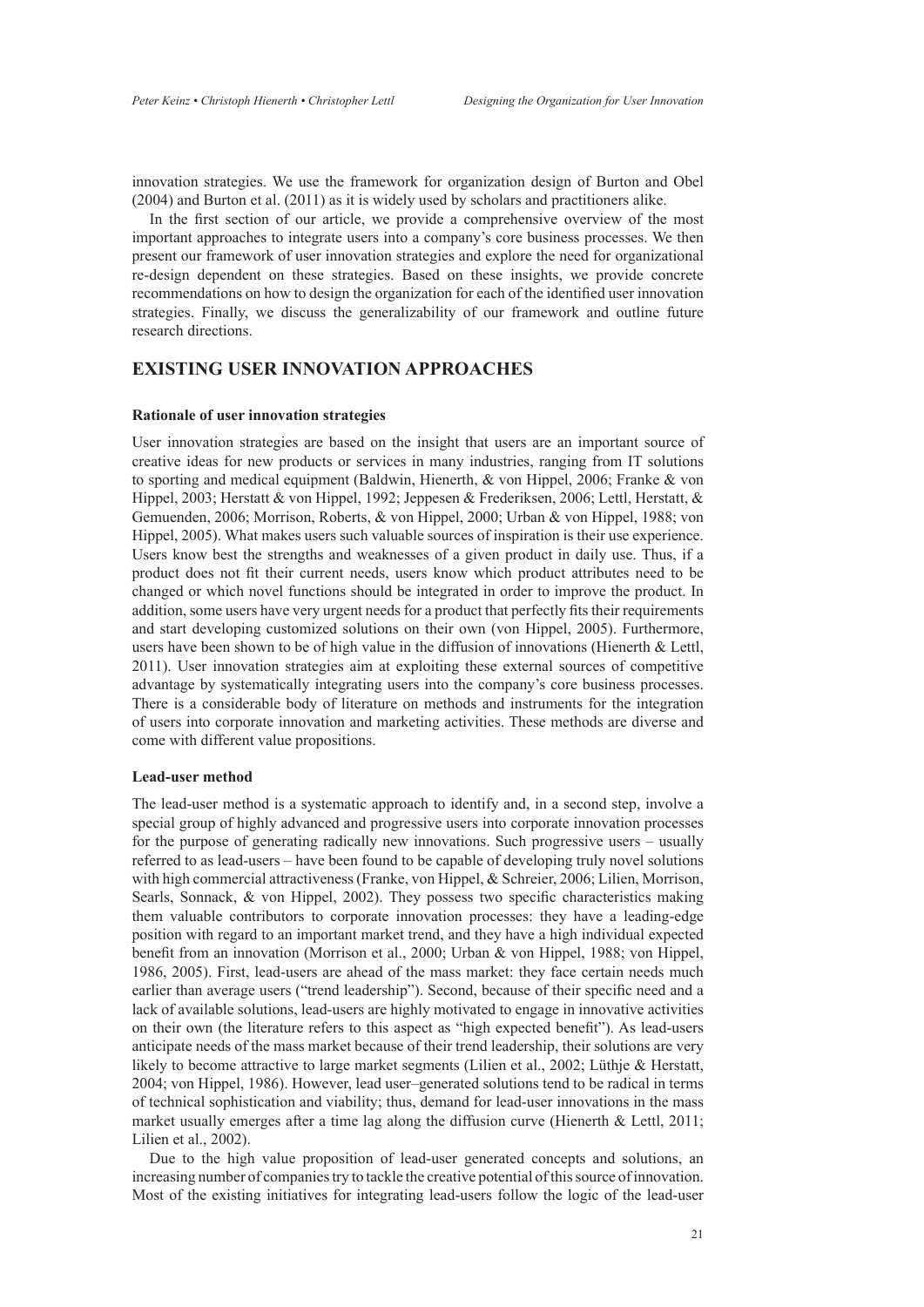innovation strategies. We use the framework for organization design of Burton and Obel (2004) and Burton et al. (2011) as it is widely used by scholars and practitioners alike.

In the first section of our article, we provide a comprehensive overview of the most important approaches to integrate users into a company's core business processes. We then present our framework of user innovation strategies and explore the need for organizational re-design dependent on these strategies. Based on these insights, we provide concrete recommendations on how to design the organization for each of the identified user innovation strategies. Finally, we discuss the generalizability of our framework and outline future research directions.

## EXISTING USER INNOVATION APPROACHES

### Rationale of user innovation strategies

User innovation strategies are based on the insight that users are an important source of creative ideas for new products or services in many industries, ranging from IT solutions to sporting and medical equipment (Baldwin, Hienerth, & von Hippel, 2006; Franke & von Hippel, 2003; Herstatt & von Hippel, 1992; Jeppesen & Frederiksen, 2006; Lettl, Herstatt, & Gemuenden, 2006; Morrison, Roberts, & von Hippel, 2000; Urban & von Hippel, 1988; von Hippel, 2005). What makes users such valuable sources of inspiration is their use experience. Users know best the strengths and weaknesses of a given product in daily use. Thus, if a product does not fit their current needs, users know which product attributes need to be changed or which novel functions should be integrated in order to improve the product. In addition, some users have very urgent needs for a product that perfectly fits their requirements and start developing customized solutions on their own (von Hippel, 2005). Furthermore, users have been shown to be of high value in the diffusion of innovations (Hienerth & Lettl, 2011). User innovation strategies aim at exploiting these external sources of competitive advantage by systematically integrating users into the company's core business processes. There is a considerable body of literature on methods and instruments for the integration of users into corporate innovation and marketing activities. These methods are diverse and come with different value propositions.

### Lead-user method

The lead-user method is a systematic approach to identify and, in a second step, involve a special group of highly advanced and progressive users into corporate innovation processes for the purpose of generating radically new innovations. Such progressive users – usually referred to as lead-users – have been found to be capable of developing truly novel solutions with high commercial attractiveness (Franke, von Hippel, & Schreier, 2006; Lilien, Morrison, Searls, Sonnack, & von Hippel, 2002). They possess two specific characteristics making them valuable contributors to corporate innovation processes: they have a leading-edge position with regard to an important market trend, and they have a high individual expected benefit from an innovation (Morrison et al., 2000; Urban & von Hippel, 1988; von Hippel, 1986, 2005). First, lead-users are ahead of the mass market: they face certain needs much earlier than average users ("trend leadership"). Second, because of their specific need and a lack of available solutions, lead-users are highly motivated to engage in innovative activities on their own (the literature refers to this aspect as "high expected benefit"). As lead-users anticipate needs of the mass market because of their trend leadership, their solutions are very likely to become attractive to large market segments (Lilien et al., 2002; Lüthje & Herstatt, 2004; von Hippel, 1986). However, lead user–generated solutions tend to be radical in terms of technical sophistication and viability; thus, demand for lead-user innovations in the mass market usually emerges after a time lag along the diffusion curve (Hienerth & Lettl, 2011; Lilien et al., 2002).

Due to the high value proposition of lead-user generated concepts and solutions, an increasing number of companies try to tackle the creative potential of this source of innovation. Most of the existing initiatives for integrating lead-users follow the logic of the lead-user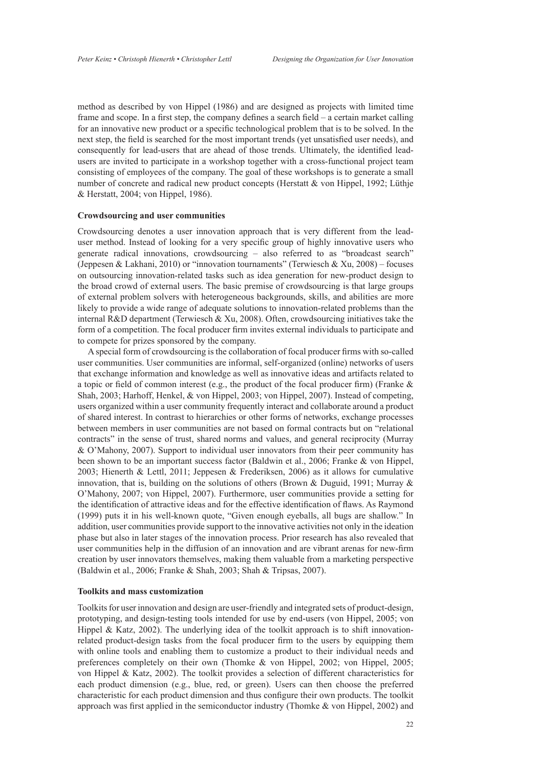method as described by von Hippel (1986) and are designed as projects with limited time frame and scope. In a first step, the company defines a search field – a certain market calling for an innovative new product or a specific technological problem that is to be solved. In the next step, the field is searched for the most important trends (yet unsatisfied user needs), and consequently for lead-users that are ahead of those trends. Ultimately, the identified lead-users are invited to participate in a workshop together with a cross-functional project team consisting of employees of the company. The goal of these workshops is to generate a small number of concrete and radical new product concepts (Herstatt & von Hippel, 1992; Lüthje & Herstatt, 2004; von Hippel, 1986).

### Crowdsourcing and user communities

Crowdsourcing denotes a user innovation approach that is very different from the lead-user method. Instead of looking for a very specific group of highly innovative users who generate radical innovations, crowdsourcing – also referred to as "broadcast search" (Jeppesen & Lakhani, 2010) or "innovation tournaments" (Terwiesch & Xu, 2008) – focuses on outsourcing innovation-related tasks such as idea generation for new-product design to the broad crowd of external users. The basic premise of crowdsourcing is that large groups of external problem solvers with heterogeneous backgrounds, skills, and abilities are more likely to provide a wide range of adequate solutions to innovation-related problems than the internal R&D department (Terwiesch & Xu, 2008). Often, crowdsourcing initiatives take the form of a competition. The focal producer firm invites external individuals to participate and to compete for prizes sponsored by the company.

A special form of crowdsourcing is the collaboration of focal producer firms with so-called user communities. User communities are informal, self-organized (online) networks of users that exchange information and knowledge as well as innovative ideas and artifacts related to a topic or field of common interest (e.g., the product of the focal producer firm) (Franke & Shah, 2003; Harhoff, Henkel, & von Hippel, 2003; von Hippel, 2007). Instead of competing, users organized within a user community frequently interact and collaborate around a product of shared interest. In contrast to hierarchies or other forms of networks, exchange processes between members in user communities are not based on formal contracts but on "relational contracts" in the sense of trust, shared norms and values, and general reciprocity (Murray & O'Mahony, 2007). Support to individual user innovators from their peer community has been shown to be an important success factor (Baldwin et al., 2006; Franke & von Hippel, 2003; Hienerth & Lettl, 2011; Jeppesen & Frederiksen, 2006) as it allows for cumulative innovation, that is, building on the solutions of others (Brown & Duguid, 1991; Murray & O'Mahony, 2007; von Hippel, 2007). Furthermore, user communities provide a setting for the identification of attractive ideas and for the effective identification of flaws. As Raymond (1999) puts it in his well-known quote, "Given enough eyeballs, all bugs are shallow." In addition, user communities provide support to the innovative activities not only in the ideation phase but also in later stages of the innovation process. Prior research has also revealed that user communities help in the diffusion of an innovation and are vibrant arenas for new-firm creation by user innovators themselves, making them valuable from a marketing perspective (Baldwin et al., 2006; Franke & Shah, 2003; Shah & Tripsas, 2007).

### Toolkits and mass customization

Toolkits for user innovation and design are user-friendly and integrated sets of product-design, prototyping, and design-testing tools intended for use by end-users (von Hippel, 2005; von Hippel & Katz, 2002). The underlying idea of the toolkit approach is to shift innovation-related product-design tasks from the focal producer firm to the users by equipping them with online tools and enabling them to customize a product to their individual needs and preferences completely on their own (Thomke & von Hippel, 2002; von Hippel, 2005; von Hippel & Katz, 2002). The toolkit provides a selection of different characteristics for each product dimension (e.g., blue, red, or green). Users can then choose the preferred characteristic for each product dimension and thus configure their own products. The toolkit approach was first applied in the semiconductor industry (Thomke & von Hippel, 2002) and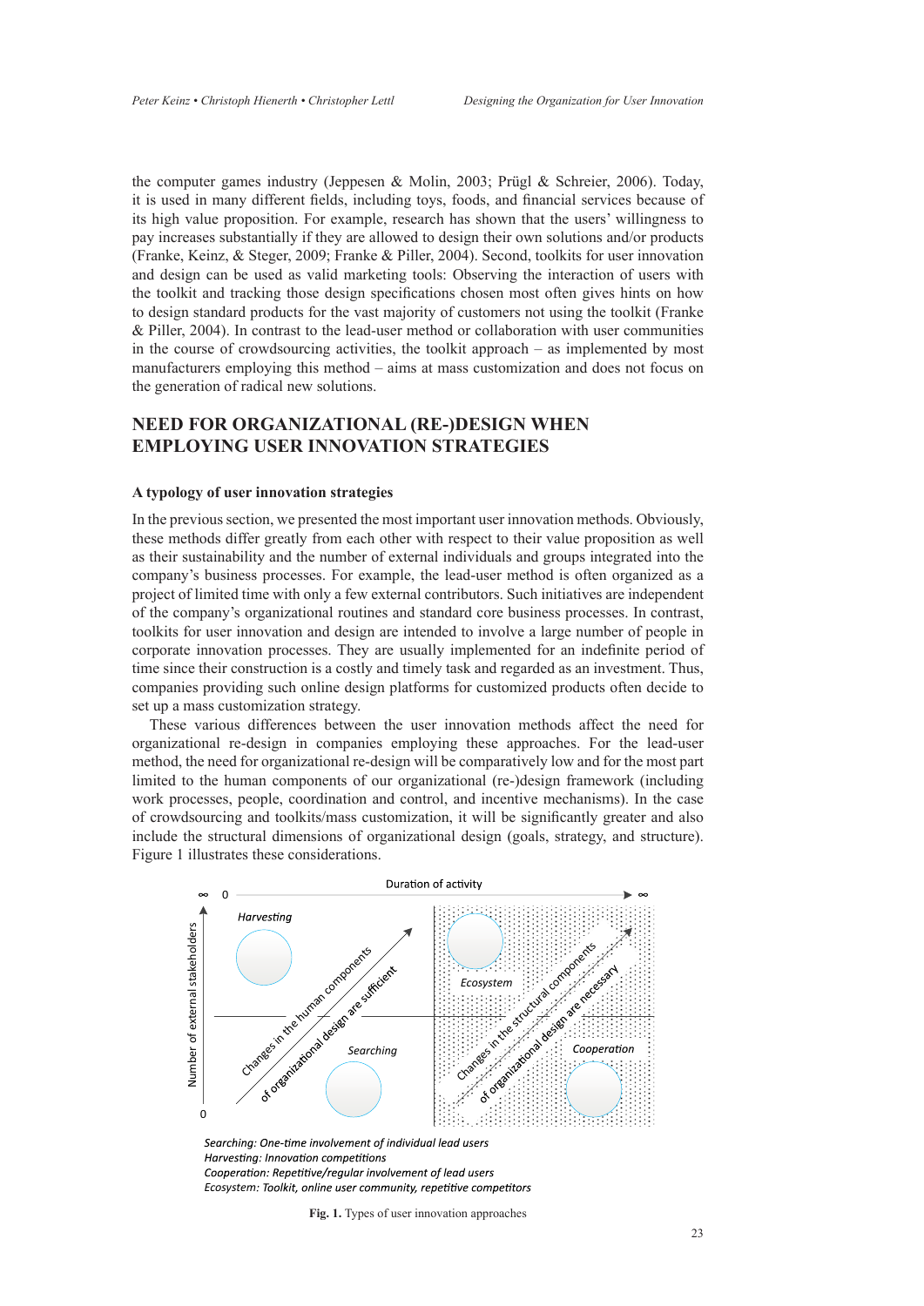the computer games industry (Jeppesen & Molin, 2003; Prügl & Schreier, 2006). Today, it is used in many different fields, including toys, foods, and financial services because of its high value proposition. For example, research has shown that the users' willingness to pay increases substantially if they are allowed to design their own solutions and/or products (Franke, Keinz, & Steger, 2009; Franke & Piller, 2004). Second, toolkits for user innovation and design can be used as valid marketing tools: Observing the interaction of users with the toolkit and tracking those design specifications chosen most often gives hints on how to design standard products for the vast majority of customers not using the toolkit (Franke & Piller, 2004). In contrast to the lead-user method or collaboration with user communities in the course of crowdsourcing activities, the toolkit approach – as implemented by most manufacturers employing this method – aims at mass customization and does not focus on the generation of radical new solutions.

## NEED FOR ORGANIZATIONAL (RE-)DESIGN WHEN EMPLOYING USER INNOVATION STRATEGIES

### A typology of user innovation strategies

In the previous section, we presented the most important user innovation methods. Obviously, these methods differ greatly from each other with respect to their value proposition as well as their sustainability and the number of external individuals and groups integrated into the company's business processes. For example, the lead-user method is often organized as a project of limited time with only a few external contributors. Such initiatives are independent of the company's organizational routines and standard core business processes. In contrast, toolkits for user innovation and design are intended to involve a large number of people in corporate innovation processes. They are usually implemented for an indefinite period of time since their construction is a costly and timely task and regarded as an investment. Thus, companies providing such online design platforms for customized products often decide to set up a mass customization strategy.

These various differences between the user innovation methods affect the need for organizational re-design in companies employing these approaches. For the lead-user method, the need for organizational re-design will be comparatively low and for the most part limited to the human components of our organizational (re-)design framework (including work processes, people, coordination and control, and incentive mechanisms). In the case of crowdsourcing and toolkits/mass customization, it will be significantly greater and also include the structural dimensions of organizational design (goals, strategy, and structure). Figure 1 illustrates these considerations.

*Searching: One-time involvement of individual lead users*
*Harvesting: Innovation competitions*
*Cooperation: Repetitive/regular involvement of lead users*
*Ecosystem: Toolkit, online user community, repetitive competitors*

**Fig. 1.** Types of user innovation approaches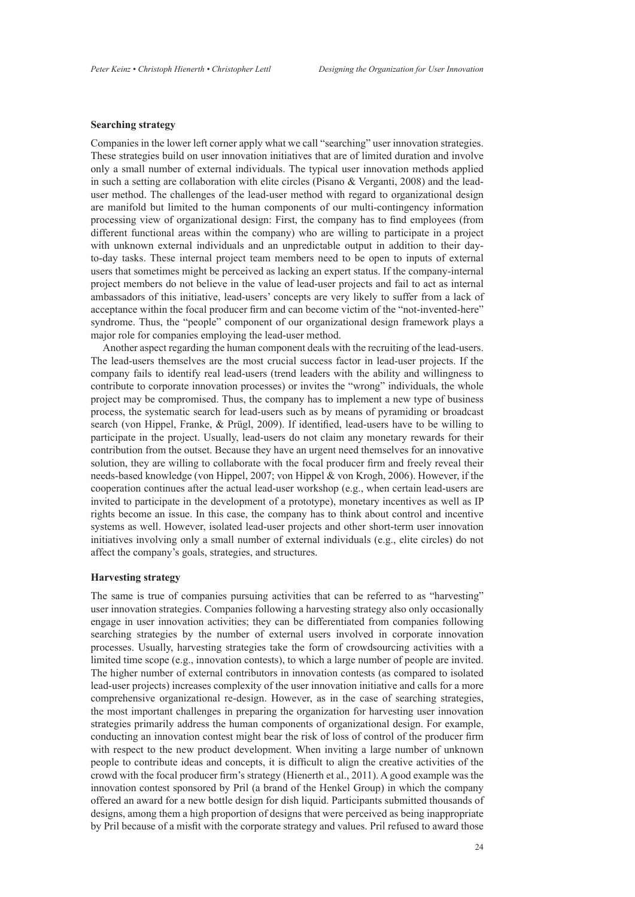### Searching strategy

Companies in the lower left corner apply what we call "searching" user innovation strategies. These strategies build on user innovation initiatives that are of limited duration and involve only a small number of external individuals. The typical user innovation methods applied in such a setting are collaboration with elite circles (Pisano & Verganti, 2008) and the lead-user method. The challenges of the lead-user method with regard to organizational design are manifold but limited to the human components of our multi-contingency information processing view of organizational design: First, the company has to find employees (from different functional areas within the company) who are willing to participate in a project with unknown external individuals and an unpredictable output in addition to their day-to-day tasks. These internal project team members need to be open to inputs of external users that sometimes might be perceived as lacking an expert status. If the company-internal project members do not believe in the value of lead-user projects and fail to act as internal ambassadors of this initiative, lead-users' concepts are very likely to suffer from a lack of acceptance within the focal producer firm and can become victim of the "not-invented-here" syndrome. Thus, the "people" component of our organizational design framework plays a major role for companies employing the lead-user method.

Another aspect regarding the human component deals with the recruiting of the lead-users. The lead-users themselves are the most crucial success factor in lead-user projects. If the company fails to identify real lead-users (trend leaders with the ability and willingness to contribute to corporate innovation processes) or invites the "wrong" individuals, the whole project may be compromised. Thus, the company has to implement a new type of business process, the systematic search for lead-users such as by means of pyramiding or broadcast search (von Hippel, Franke, & Prügl, 2009). If identified, lead-users have to be willing to participate in the project. Usually, lead-users do not claim any monetary rewards for their contribution from the outset. Because they have an urgent need themselves for an innovative solution, they are willing to collaborate with the focal producer firm and freely reveal their needs-based knowledge (von Hippel, 2007; von Hippel & von Krogh, 2006). However, if the cooperation continues after the actual lead-user workshop (e.g., when certain lead-users are invited to participate in the development of a prototype), monetary incentives as well as IP rights become an issue. In this case, the company has to think about control and incentive systems as well. However, isolated lead-user projects and other short-term user innovation initiatives involving only a small number of external individuals (e.g., elite circles) do not affect the company's goals, strategies, and structures.

### Harvesting strategy

The same is true of companies pursuing activities that can be referred to as "harvesting" user innovation strategies. Companies following a harvesting strategy also only occasionally engage in user innovation activities; they can be differentiated from companies following searching strategies by the number of external users involved in corporate innovation processes. Usually, harvesting strategies take the form of crowdsourcing activities with a limited time scope (e.g., innovation contests), to which a large number of people are invited. The higher number of external contributors in innovation contests (as compared to isolated lead-user projects) increases complexity of the user innovation initiative and calls for a more comprehensive organizational re-design. However, as in the case of searching strategies, the most important challenges in preparing the organization for harvesting user innovation strategies primarily address the human components of organizational design. For example, conducting an innovation contest might bear the risk of loss of control of the producer firm with respect to the new product development. When inviting a large number of unknown people to contribute ideas and concepts, it is difficult to align the creative activities of the crowd with the focal producer firm's strategy (Hienerth et al., 2011). A good example was the innovation contest sponsored by Pril (a brand of the Henkel Group) in which the company offered an award for a new bottle design for dish liquid. Participants submitted thousands of designs, among them a high proportion of designs that were perceived as being inappropriate by Pril because of a misfit with the corporate strategy and values. Pril refused to award those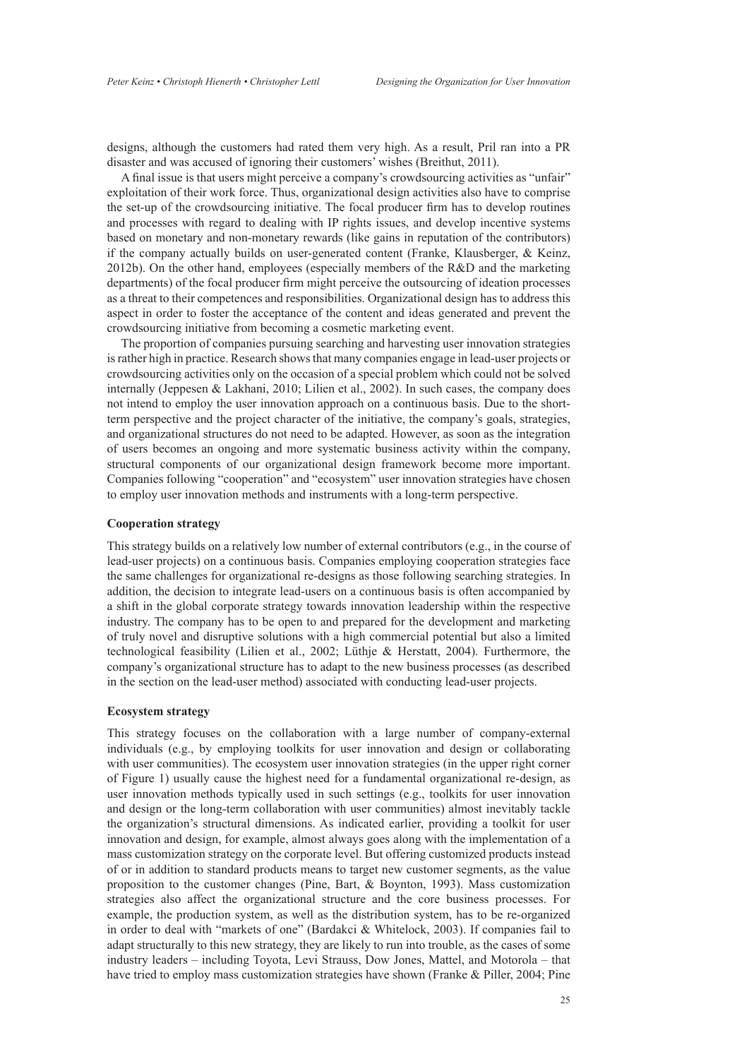designs, although the customers had rated them very high. As a result, Pril ran into a PR disaster and was accused of ignoring their customers' wishes (Breithut, 2011).

A final issue is that users might perceive a company's crowdsourcing activities as "unfair" exploitation of their work force. Thus, organizational design activities also have to comprise the set-up of the crowdsourcing initiative. The focal producer firm has to develop routines and processes with regard to dealing with IP rights issues, and develop incentive systems based on monetary and non-monetary rewards (like gains in reputation of the contributors) if the company actually builds on user-generated content (Franke, Klausberger, & Keinz, 2012b). On the other hand, employees (especially members of the R&D and the marketing departments) of the focal producer firm might perceive the outsourcing of ideation processes as a threat to their competences and responsibilities. Organizational design has to address this aspect in order to foster the acceptance of the content and ideas generated and prevent the crowdsourcing initiative from becoming a cosmetic marketing event.

The proportion of companies pursuing searching and harvesting user innovation strategies is rather high in practice. Research shows that many companies engage in lead-user projects or crowdsourcing activities only on the occasion of a special problem which could not be solved internally (Jeppesen & Lakhani, 2010; Lilien et al., 2002). In such cases, the company does not intend to employ the user innovation approach on a continuous basis. Due to the short-term perspective and the project character of the initiative, the company's goals, strategies, and organizational structures do not need to be adapted. However, as soon as the integration of users becomes an ongoing and more systematic business activity within the company, structural components of our organizational design framework become more important. Companies following "cooperation" and "ecosystem" user innovation strategies have chosen to employ user innovation methods and instruments with a long-term perspective.

**Cooperation strategy**

This strategy builds on a relatively low number of external contributors (e.g., in the course of lead-user projects) on a continuous basis. Companies employing cooperation strategies face the same challenges for organizational re-designs as those following searching strategies. In addition, the decision to integrate lead-users on a continuous basis is often accompanied by a shift in the global corporate strategy towards innovation leadership within the respective industry. The company has to be open to and prepared for the development and marketing of truly novel and disruptive solutions with a high commercial potential but also a limited technological feasibility (Lilien et al., 2002; Lüthje & Herstatt, 2004). Furthermore, the company's organizational structure has to adapt to the new business processes (as described in the section on the lead-user method) associated with conducting lead-user projects.

**Ecosystem strategy**

This strategy focuses on the collaboration with a large number of company-external individuals (e.g., by employing toolkits for user innovation and design or collaborating with user communities). The ecosystem user innovation strategies (in the upper right corner of Figure 1) usually cause the highest need for a fundamental organizational re-design, as user innovation methods typically used in such settings (e.g., toolkits for user innovation and design or the long-term collaboration with user communities) almost inevitably tackle the organization's structural dimensions. As indicated earlier, providing a toolkit for user innovation and design, for example, almost always goes along with the implementation of a mass customization strategy on the corporate level. But offering customized products instead of or in addition to standard products means to target new customer segments, as the value proposition to the customer changes (Pine, Bart, & Boynton, 1993). Mass customization strategies also affect the organizational structure and the core business processes. For example, the production system, as well as the distribution system, has to be re-organized in order to deal with "markets of one" (Bardakci & Whitelock, 2003). If companies fail to adapt structurally to this new strategy, they are likely to run into trouble, as the cases of some industry leaders – including Toyota, Levi Strauss, Dow Jones, Mattel, and Motorola – that have tried to employ mass customization strategies have shown (Franke & Piller, 2004; Pine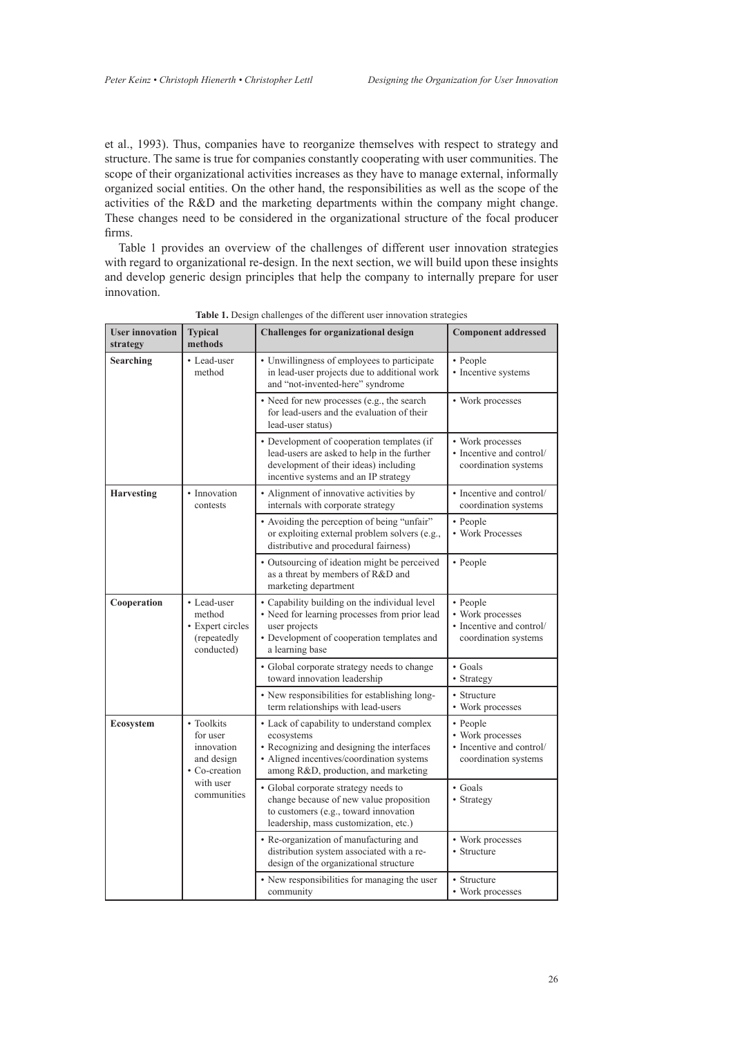et al., 1993). Thus, companies have to reorganize themselves with respect to strategy and structure. The same is true for companies constantly cooperating with user communities. The scope of their organizational activities increases as they have to manage external, informally organized social entities. On the other hand, the responsibilities as well as the scope of the activities of the R&D and the marketing departments within the company might change. These changes need to be considered in the organizational structure of the focal producer firms.

Table 1 provides an overview of the challenges of different user innovation strategies with regard to organizational re-design. In the next section, we will build upon these insights and develop generic design principles that help the company to internally prepare for user innovation.

**Table 1.** Design challenges of the different user innovation strategies

| User innovation strategy | Typical methods | Challenges for organizational design | Component addressed |
|---|---|---|---|
| **Searching** | • Lead-user method | • Unwillingness of employees to participate in lead-user projects due to additional work and "not-invented-here" syndrome | • People<br>• Incentive systems |
| | | • Need for new processes (e.g., the search for lead-users and the evaluation of their lead-user status) | • Work processes |
| | | • Development of cooperation templates (if lead-users are asked to help in the further development of their ideas) including incentive systems and an IP strategy | • Work processes<br>• Incentive and control/ coordination systems |
| **Harvesting** | • Innovation contests | • Alignment of innovative activities by internals with corporate strategy | • Incentive and control/ coordination systems |
| | | • Avoiding the perception of being "unfair" or exploiting external problem solvers (e.g., distributive and procedural fairness) | • People<br>• Work Processes |
| | | • Outsourcing of ideation might be perceived as a threat by members of R&D and marketing department | • People |
| **Cooperation** | • Lead-user method<br>• Expert circles (repeatedly conducted) | • Capability building on the individual level<br>• Need for learning processes from prior lead user projects<br>• Development of cooperation templates and a learning base | • People<br>• Work processes<br>• Incentive and control/ coordination systems |
| | | • Global corporate strategy needs to change toward innovation leadership | • Goals<br>• Strategy |
| | | • New responsibilities for establishing long-term relationships with lead-users | • Structure<br>• Work processes |
| **Ecosystem** | • Toolkits for user innovation and design<br>• Co-creation with user communities | • Lack of capability to understand complex ecosystems<br>• Recognizing and designing the interfaces<br>• Aligned incentives/coordination systems among R&D, production, and marketing | • People<br>• Work processes<br>• Incentive and control/ coordination systems |
| | | • Global corporate strategy needs to change because of new value proposition to customers (e.g., toward innovation leadership, mass customization, etc.) | • Goals<br>• Strategy |
| | | • Re-organization of manufacturing and distribution system associated with a re-design of the organizational structure | • Work processes<br>• Structure |
| | | • New responsibilities for managing the user community | • Structure<br>• Work processes |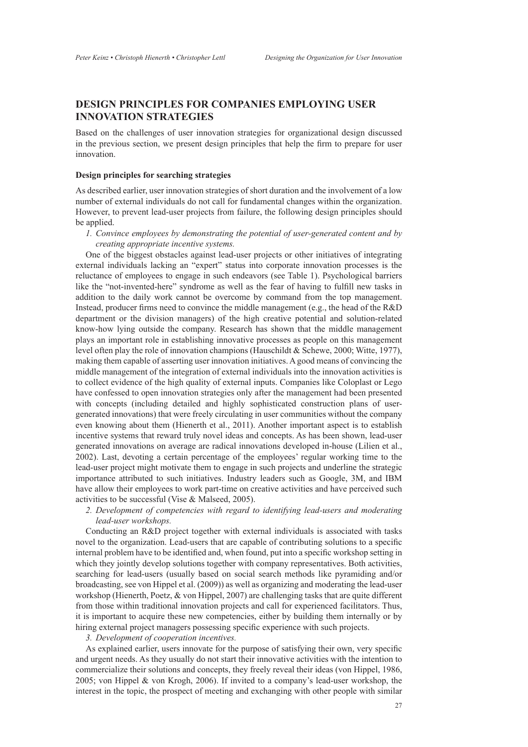## DESIGN PRINCIPLES FOR COMPANIES EMPLOYING USER INNOVATION STRATEGIES

Based on the challenges of user innovation strategies for organizational design discussed in the previous section, we present design principles that help the firm to prepare for user innovation.

### Design principles for searching strategies

As described earlier, user innovation strategies of short duration and the involvement of a low number of external individuals do not call for fundamental changes within the organization. However, to prevent lead-user projects from failure, the following design principles should be applied.

1. *Convince employees by demonstrating the potential of user-generated content and by creating appropriate incentive systems.*

One of the biggest obstacles against lead-user projects or other initiatives of integrating external individuals lacking an "expert" status into corporate innovation processes is the reluctance of employees to engage in such endeavors (see Table 1). Psychological barriers like the "not-invented-here" syndrome as well as the fear of having to fulfill new tasks in addition to the daily work cannot be overcome by command from the top management. Instead, producer firms need to convince the middle management (e.g., the head of the R&D department or the division managers) of the high creative potential and solution-related know-how lying outside the company. Research has shown that the middle management plays an important role in establishing innovative processes as people on this management level often play the role of innovation champions (Hauschildt & Schewe, 2000; Witte, 1977), making them capable of asserting user innovation initiatives. A good means of convincing the middle management of the integration of external individuals into the innovation activities is to collect evidence of the high quality of external inputs. Companies like Coloplast or Lego have confessed to open innovation strategies only after the management had been presented with concepts (including detailed and highly sophisticated construction plans of user-generated innovations) that were freely circulating in user communities without the company even knowing about them (Hienerth et al., 2011). Another important aspect is to establish incentive systems that reward truly novel ideas and concepts. As has been shown, lead-user generated innovations on average are radical innovations developed in-house (Lilien et al., 2002). Last, devoting a certain percentage of the employees' regular working time to the lead-user project might motivate them to engage in such projects and underline the strategic importance attributed to such initiatives. Industry leaders such as Google, 3M, and IBM have allow their employees to work part-time on creative activities and have perceived such activities to be successful (Vise & Malseed, 2005).

2. *Development of competencies with regard to identifying lead-users and moderating lead-user workshops.*

Conducting an R&D project together with external individuals is associated with tasks novel to the organization. Lead-users that are capable of contributing solutions to a specific internal problem have to be identified and, when found, put into a specific workshop setting in which they jointly develop solutions together with company representatives. Both activities, searching for lead-users (usually based on social search methods like pyramiding and/or broadcasting, see von Hippel et al. (2009)) as well as organizing and moderating the lead-user workshop (Hienerth, Poetz, & von Hippel, 2007) are challenging tasks that are quite different from those within traditional innovation projects and call for experienced facilitators. Thus, it is important to acquire these new competencies, either by building them internally or by hiring external project managers possessing specific experience with such projects.

3. *Development of cooperation incentives.*

As explained earlier, users innovate for the purpose of satisfying their own, very specific and urgent needs. As they usually do not start their innovative activities with the intention to commercialize their solutions and concepts, they freely reveal their ideas (von Hippel, 1986, 2005; von Hippel & von Krogh, 2006). If invited to a company's lead-user workshop, the interest in the topic, the prospect of meeting and exchanging with other people with similar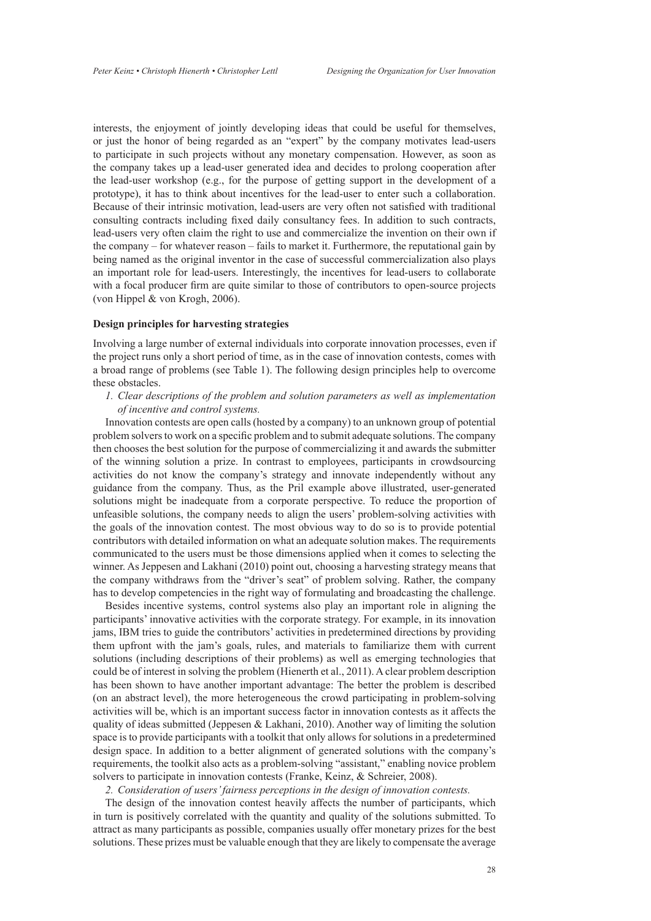interests, the enjoyment of jointly developing ideas that could be useful for themselves, or just the honor of being regarded as an "expert" by the company motivates lead-users to participate in such projects without any monetary compensation. However, as soon as the company takes up a lead-user generated idea and decides to prolong cooperation after the lead-user workshop (e.g., for the purpose of getting support in the development of a prototype), it has to think about incentives for the lead-user to enter such a collaboration. Because of their intrinsic motivation, lead-users are very often not satisfied with traditional consulting contracts including fixed daily consultancy fees. In addition to such contracts, lead-users very often claim the right to use and commercialize the invention on their own if the company – for whatever reason – fails to market it. Furthermore, the reputational gain by being named as the original inventor in the case of successful commercialization also plays an important role for lead-users. Interestingly, the incentives for lead-users to collaborate with a focal producer firm are quite similar to those of contributors to open-source projects (von Hippel & von Krogh, 2006).

**Design principles for harvesting strategies**

Involving a large number of external individuals into corporate innovation processes, even if the project runs only a short period of time, as in the case of innovation contests, comes with a broad range of problems (see Table 1). The following design principles help to overcome these obstacles.

*1. Clear descriptions of the problem and solution parameters as well as implementation of incentive and control systems.*

Innovation contests are open calls (hosted by a company) to an unknown group of potential problem solvers to work on a specific problem and to submit adequate solutions. The company then chooses the best solution for the purpose of commercializing it and awards the submitter of the winning solution a prize. In contrast to employees, participants in crowdsourcing activities do not know the company's strategy and innovate independently without any guidance from the company. Thus, as the Pril example above illustrated, user-generated solutions might be inadequate from a corporate perspective. To reduce the proportion of unfeasible solutions, the company needs to align the users' problem-solving activities with the goals of the innovation contest. The most obvious way to do so is to provide potential contributors with detailed information on what an adequate solution makes. The requirements communicated to the users must be those dimensions applied when it comes to selecting the winner. As Jeppesen and Lakhani (2010) point out, choosing a harvesting strategy means that the company withdraws from the "driver's seat" of problem solving. Rather, the company has to develop competencies in the right way of formulating and broadcasting the challenge.

Besides incentive systems, control systems also play an important role in aligning the participants' innovative activities with the corporate strategy. For example, in its innovation jams, IBM tries to guide the contributors' activities in predetermined directions by providing them upfront with the jam's goals, rules, and materials to familiarize them with current solutions (including descriptions of their problems) as well as emerging technologies that could be of interest in solving the problem (Hienerth et al., 2011). A clear problem description has been shown to have another important advantage: The better the problem is described (on an abstract level), the more heterogeneous the crowd participating in problem-solving activities will be, which is an important success factor in innovation contests as it affects the quality of ideas submitted (Jeppesen & Lakhani, 2010). Another way of limiting the solution space is to provide participants with a toolkit that only allows for solutions in a predetermined design space. In addition to a better alignment of generated solutions with the company's requirements, the toolkit also acts as a problem-solving "assistant," enabling novice problem solvers to participate in innovation contests (Franke, Keinz, & Schreier, 2008).

*2. Consideration of users' fairness perceptions in the design of innovation contests.*

The design of the innovation contest heavily affects the number of participants, which in turn is positively correlated with the quantity and quality of the solutions submitted. To attract as many participants as possible, companies usually offer monetary prizes for the best solutions. These prizes must be valuable enough that they are likely to compensate the average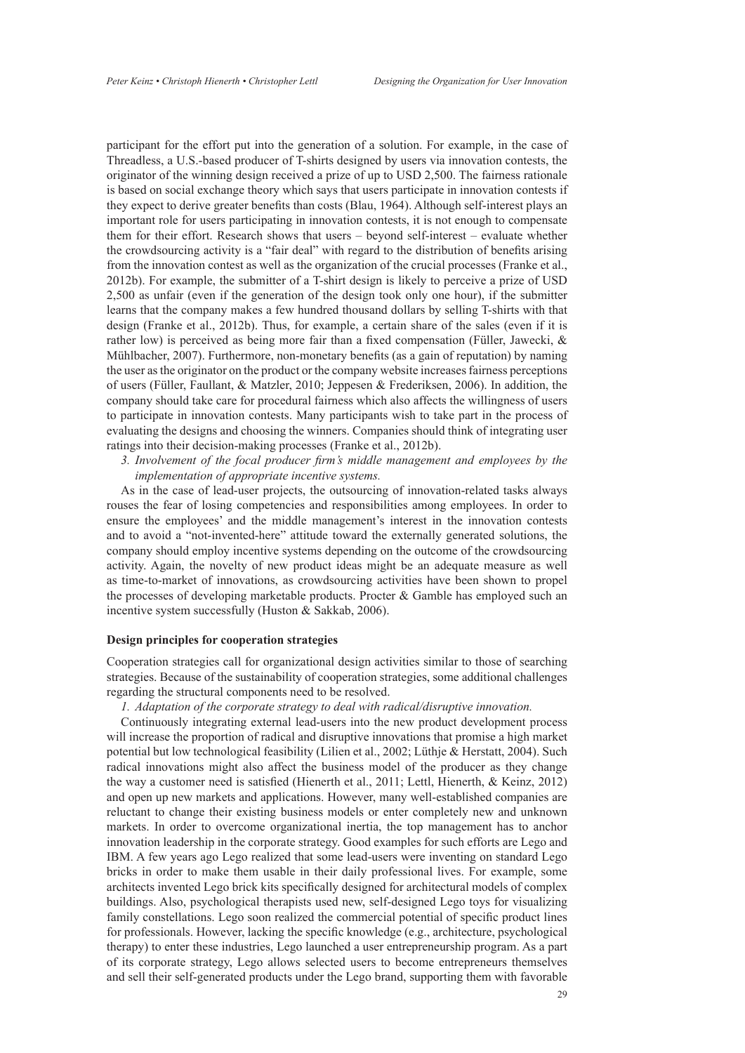participant for the effort put into the generation of a solution. For example, in the case of Threadless, a U.S.-based producer of T-shirts designed by users via innovation contests, the originator of the winning design received a prize of up to USD 2,500. The fairness rationale is based on social exchange theory which says that users participate in innovation contests if they expect to derive greater benefits than costs (Blau, 1964). Although self-interest plays an important role for users participating in innovation contests, it is not enough to compensate them for their effort. Research shows that users – beyond self-interest – evaluate whether the crowdsourcing activity is a "fair deal" with regard to the distribution of benefits arising from the innovation contest as well as the organization of the crucial processes (Franke et al., 2012b). For example, the submitter of a T-shirt design is likely to perceive a prize of USD 2,500 as unfair (even if the generation of the design took only one hour), if the submitter learns that the company makes a few hundred thousand dollars by selling T-shirts with that design (Franke et al., 2012b). Thus, for example, a certain share of the sales (even if it is rather low) is perceived as being more fair than a fixed compensation (Füller, Jawecki, & Mühlbacher, 2007). Furthermore, non-monetary benefits (as a gain of reputation) by naming the user as the originator on the product or the company website increases fairness perceptions of users (Füller, Faullant, & Matzler, 2010; Jeppesen & Frederiksen, 2006). In addition, the company should take care for procedural fairness which also affects the willingness of users to participate in innovation contests. Many participants wish to take part in the process of evaluating the designs and choosing the winners. Companies should think of integrating user ratings into their decision-making processes (Franke et al., 2012b).

3. *Involvement of the focal producer firm's middle management and employees by the implementation of appropriate incentive systems.*

As in the case of lead-user projects, the outsourcing of innovation-related tasks always rouses the fear of losing competencies and responsibilities among employees. In order to ensure the employees' and the middle management's interest in the innovation contests and to avoid a "not-invented-here" attitude toward the externally generated solutions, the company should employ incentive systems depending on the outcome of the crowdsourcing activity. Again, the novelty of new product ideas might be an adequate measure as well as time-to-market of innovations, as crowdsourcing activities have been shown to propel the processes of developing marketable products. Procter & Gamble has employed such an incentive system successfully (Huston & Sakkab, 2006).

#### Design principles for cooperation strategies

Cooperation strategies call for organizational design activities similar to those of searching strategies. Because of the sustainability of cooperation strategies, some additional challenges regarding the structural components need to be resolved.

1. *Adaptation of the corporate strategy to deal with radical/disruptive innovation.*

Continuously integrating external lead-users into the new product development process will increase the proportion of radical and disruptive innovations that promise a high market potential but low technological feasibility (Lilien et al., 2002; Lüthje & Herstatt, 2004). Such radical innovations might also affect the business model of the producer as they change the way a customer need is satisfied (Hienerth et al., 2011; Lettl, Hienerth, & Keinz, 2012) and open up new markets and applications. However, many well-established companies are reluctant to change their existing business models or enter completely new and unknown markets. In order to overcome organizational inertia, the top management has to anchor innovation leadership in the corporate strategy. Good examples for such efforts are Lego and IBM. A few years ago Lego realized that some lead-users were inventing on standard Lego bricks in order to make them usable in their daily professional lives. For example, some architects invented Lego brick kits specifically designed for architectural models of complex buildings. Also, psychological therapists used new, self-designed Lego toys for visualizing family constellations. Lego soon realized the commercial potential of specific product lines for professionals. However, lacking the specific knowledge (e.g., architecture, psychological therapy) to enter these industries, Lego launched a user entrepreneurship program. As a part of its corporate strategy, Lego allows selected users to become entrepreneurs themselves and sell their self-generated products under the Lego brand, supporting them with favorable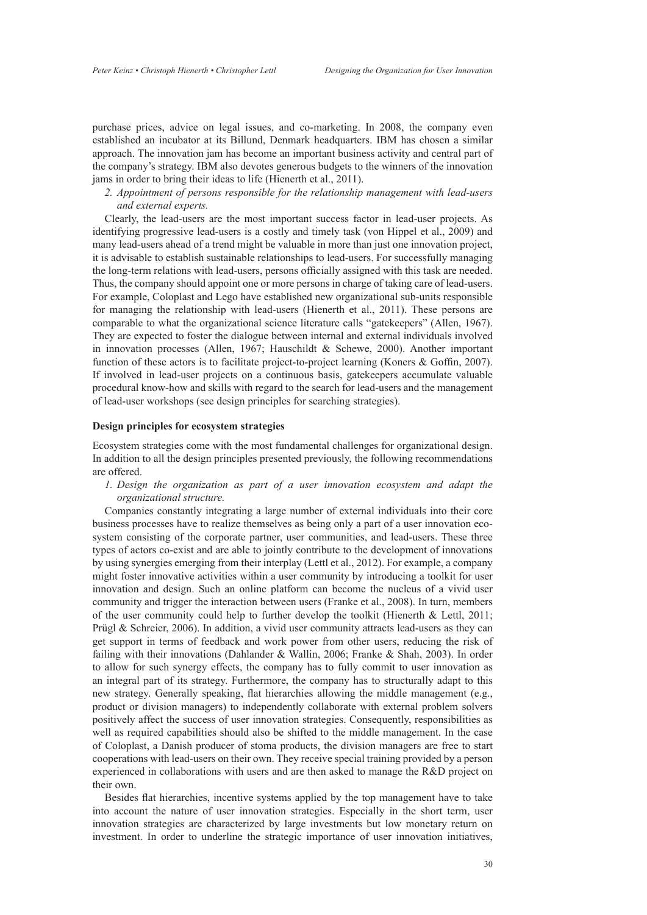purchase prices, advice on legal issues, and co-marketing. In 2008, the company even established an incubator at its Billund, Denmark headquarters. IBM has chosen a similar approach. The innovation jam has become an important business activity and central part of the company's strategy. IBM also devotes generous budgets to the winners of the innovation jams in order to bring their ideas to life (Hienerth et al., 2011).

*2. Appointment of persons responsible for the relationship management with lead-users and external experts.*

Clearly, the lead-users are the most important success factor in lead-user projects. As identifying progressive lead-users is a costly and timely task (von Hippel et al., 2009) and many lead-users ahead of a trend might be valuable in more than just one innovation project, it is advisable to establish sustainable relationships to lead-users. For successfully managing the long-term relations with lead-users, persons officially assigned with this task are needed. Thus, the company should appoint one or more persons in charge of taking care of lead-users. For example, Coloplast and Lego have established new organizational sub-units responsible for managing the relationship with lead-users (Hienerth et al., 2011). These persons are comparable to what the organizational science literature calls "gatekeepers" (Allen, 1967). They are expected to foster the dialogue between internal and external individuals involved in innovation processes (Allen, 1967; Hauschildt & Schewe, 2000). Another important function of these actors is to facilitate project-to-project learning (Koners & Goffin, 2007). If involved in lead-user projects on a continuous basis, gatekeepers accumulate valuable procedural know-how and skills with regard to the search for lead-users and the management of lead-user workshops (see design principles for searching strategies).

### Design principles for ecosystem strategies

Ecosystem strategies come with the most fundamental challenges for organizational design. In addition to all the design principles presented previously, the following recommendations are offered.

*1. Design the organization as part of a user innovation ecosystem and adapt the organizational structure.*

Companies constantly integrating a large number of external individuals into their core business processes have to realize themselves as being only a part of a user innovation ecosystem consisting of the corporate partner, user communities, and lead-users. These three types of actors co-exist and are able to jointly contribute to the development of innovations by using synergies emerging from their interplay (Lettl et al., 2012). For example, a company might foster innovative activities within a user community by introducing a toolkit for user innovation and design. Such an online platform can become the nucleus of a vivid user community and trigger the interaction between users (Franke et al., 2008). In turn, members of the user community could help to further develop the toolkit (Hienerth & Lettl, 2011; Prügl & Schreier, 2006). In addition, a vivid user community attracts lead-users as they can get support in terms of feedback and work power from other users, reducing the risk of failing with their innovations (Dahlander & Wallin, 2006; Franke & Shah, 2003). In order to allow for such synergy effects, the company has to fully commit to user innovation as an integral part of its strategy. Furthermore, the company has to structurally adapt to this new strategy. Generally speaking, flat hierarchies allowing the middle management (e.g., product or division managers) to independently collaborate with external problem solvers positively affect the success of user innovation strategies. Consequently, responsibilities as well as required capabilities should also be shifted to the middle management. In the case of Coloplast, a Danish producer of stoma products, the division managers are free to start cooperations with lead-users on their own. They receive special training provided by a person experienced in collaborations with users and are then asked to manage the R&D project on their own.

Besides flat hierarchies, incentive systems applied by the top management have to take into account the nature of user innovation strategies. Especially in the short term, user innovation strategies are characterized by large investments but low monetary return on investment. In order to underline the strategic importance of user innovation initiatives,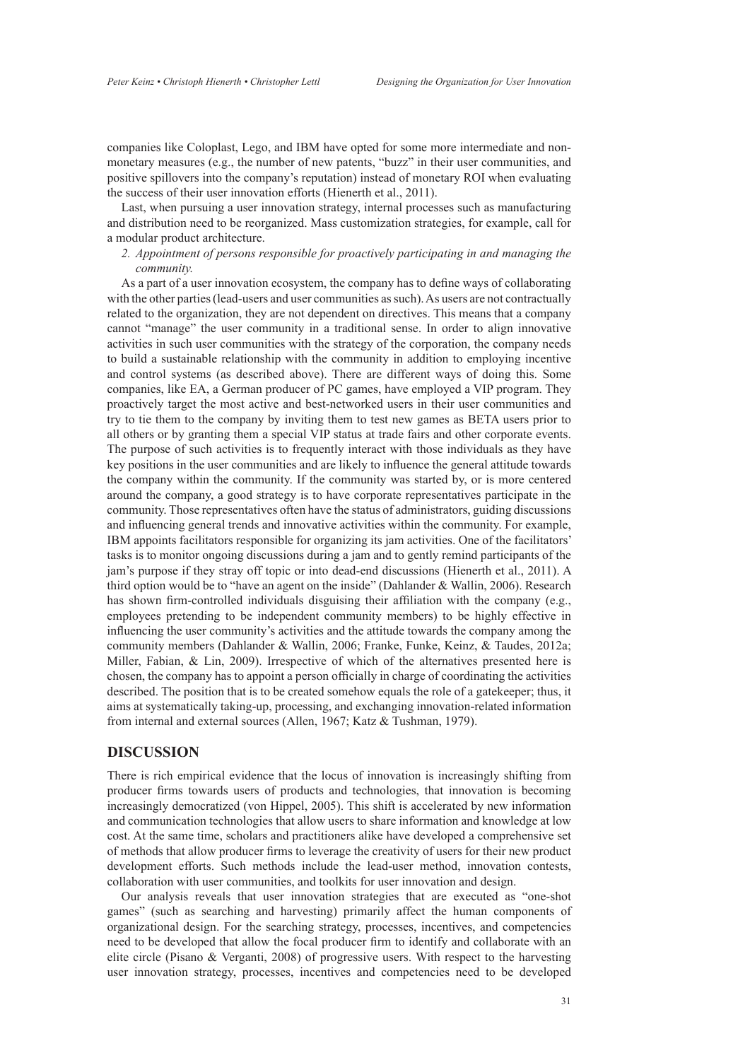companies like Coloplast, Lego, and IBM have opted for some more intermediate and non-monetary measures (e.g., the number of new patents, "buzz" in their user communities, and positive spillovers into the company's reputation) instead of monetary ROI when evaluating the success of their user innovation efforts (Hienerth et al., 2011).

Last, when pursuing a user innovation strategy, internal processes such as manufacturing and distribution need to be reorganized. Mass customization strategies, for example, call for a modular product architecture.

2. *Appointment of persons responsible for proactively participating in and managing the community.*

As a part of a user innovation ecosystem, the company has to define ways of collaborating with the other parties (lead-users and user communities as such). As users are not contractually related to the organization, they are not dependent on directives. This means that a company cannot "manage" the user community in a traditional sense. In order to align innovative activities in such user communities with the strategy of the corporation, the company needs to build a sustainable relationship with the community in addition to employing incentive and control systems (as described above). There are different ways of doing this. Some companies, like EA, a German producer of PC games, have employed a VIP program. They proactively target the most active and best-networked users in their user communities and try to tie them to the company by inviting them to test new games as BETA users prior to all others or by granting them a special VIP status at trade fairs and other corporate events. The purpose of such activities is to frequently interact with those individuals as they have key positions in the user communities and are likely to influence the general attitude towards the company within the community. If the community was started by, or is more centered around the company, a good strategy is to have corporate representatives participate in the community. Those representatives often have the status of administrators, guiding discussions and influencing general trends and innovative activities within the community. For example, IBM appoints facilitators responsible for organizing its jam activities. One of the facilitators' tasks is to monitor ongoing discussions during a jam and to gently remind participants of the jam's purpose if they stray off topic or into dead-end discussions (Hienerth et al., 2011). A third option would be to "have an agent on the inside" (Dahlander & Wallin, 2006). Research has shown firm-controlled individuals disguising their affiliation with the company (e.g., employees pretending to be independent community members) to be highly effective in influencing the user community's activities and the attitude towards the company among the community members (Dahlander & Wallin, 2006; Franke, Funke, Keinz, & Taudes, 2012a; Miller, Fabian, & Lin, 2009). Irrespective of which of the alternatives presented here is chosen, the company has to appoint a person officially in charge of coordinating the activities described. The position that is to be created somehow equals the role of a gatekeeper; thus, it aims at systematically taking-up, processing, and exchanging innovation-related information from internal and external sources (Allen, 1967; Katz & Tushman, 1979).

## DISCUSSION

There is rich empirical evidence that the locus of innovation is increasingly shifting from producer firms towards users of products and technologies, that innovation is becoming increasingly democratized (von Hippel, 2005). This shift is accelerated by new information and communication technologies that allow users to share information and knowledge at low cost. At the same time, scholars and practitioners alike have developed a comprehensive set of methods that allow producer firms to leverage the creativity of users for their new product development efforts. Such methods include the lead-user method, innovation contests, collaboration with user communities, and toolkits for user innovation and design.

Our analysis reveals that user innovation strategies that are executed as "one-shot games" (such as searching and harvesting) primarily affect the human components of organizational design. For the searching strategy, processes, incentives, and competencies need to be developed that allow the focal producer firm to identify and collaborate with an elite circle (Pisano & Verganti, 2008) of progressive users. With respect to the harvesting user innovation strategy, processes, incentives and competencies need to be developed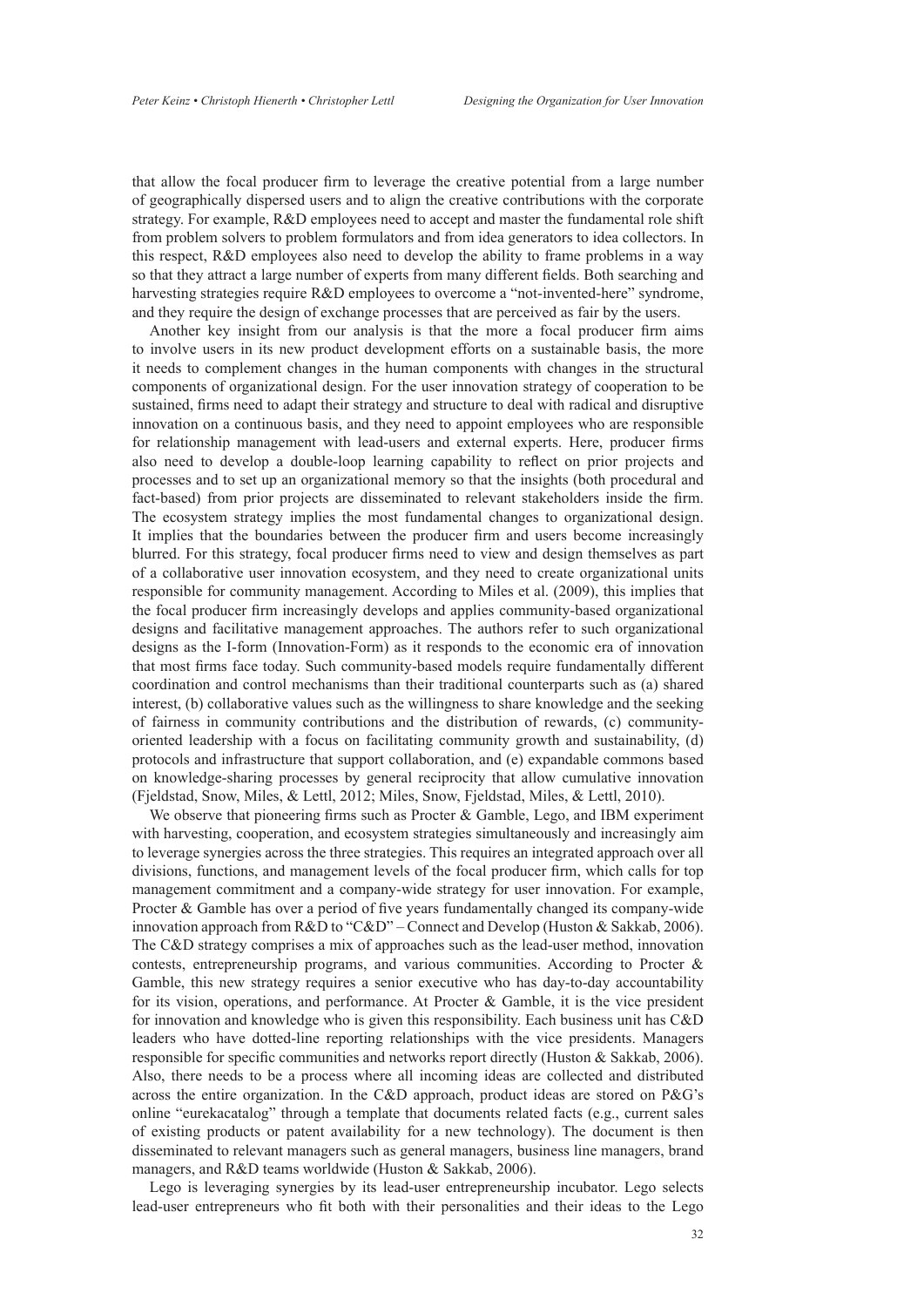that allow the focal producer firm to leverage the creative potential from a large number of geographically dispersed users and to align the creative contributions with the corporate strategy. For example, R&D employees need to accept and master the fundamental role shift from problem solvers to problem formulators and from idea generators to idea collectors. In this respect, R&D employees also need to develop the ability to frame problems in a way so that they attract a large number of experts from many different fields. Both searching and harvesting strategies require R&D employees to overcome a "not-invented-here" syndrome, and they require the design of exchange processes that are perceived as fair by the users.

Another key insight from our analysis is that the more a focal producer firm aims to involve users in its new product development efforts on a sustainable basis, the more it needs to complement changes in the human components with changes in the structural components of organizational design. For the user innovation strategy of cooperation to be sustained, firms need to adapt their strategy and structure to deal with radical and disruptive innovation on a continuous basis, and they need to appoint employees who are responsible for relationship management with lead-users and external experts. Here, producer firms also need to develop a double-loop learning capability to reflect on prior projects and processes and to set up an organizational memory so that the insights (both procedural and fact-based) from prior projects are disseminated to relevant stakeholders inside the firm. The ecosystem strategy implies the most fundamental changes to organizational design. It implies that the boundaries between the producer firm and users become increasingly blurred. For this strategy, focal producer firms need to view and design themselves as part of a collaborative user innovation ecosystem, and they need to create organizational units responsible for community management. According to Miles et al. (2009), this implies that the focal producer firm increasingly develops and applies community-based organizational designs and facilitative management approaches. The authors refer to such organizational designs as the I-form (Innovation-Form) as it responds to the economic era of innovation that most firms face today. Such community-based models require fundamentally different coordination and control mechanisms than their traditional counterparts such as (a) shared interest, (b) collaborative values such as the willingness to share knowledge and the seeking of fairness in community contributions and the distribution of rewards, (c) community-oriented leadership with a focus on facilitating community growth and sustainability, (d) protocols and infrastructure that support collaboration, and (e) expandable commons based on knowledge-sharing processes by general reciprocity that allow cumulative innovation (Fjeldstad, Snow, Miles, & Lettl, 2012; Miles, Snow, Fjeldstad, Miles, & Lettl, 2010).

We observe that pioneering firms such as Procter & Gamble, Lego, and IBM experiment with harvesting, cooperation, and ecosystem strategies simultaneously and increasingly aim to leverage synergies across the three strategies. This requires an integrated approach over all divisions, functions, and management levels of the focal producer firm, which calls for top management commitment and a company-wide strategy for user innovation. For example, Procter & Gamble has over a period of five years fundamentally changed its company-wide innovation approach from R&D to "C&D" – Connect and Develop (Huston & Sakkab, 2006). The C&D strategy comprises a mix of approaches such as the lead-user method, innovation contests, entrepreneurship programs, and various communities. According to Procter & Gamble, this new strategy requires a senior executive who has day-to-day accountability for its vision, operations, and performance. At Procter & Gamble, it is the vice president for innovation and knowledge who is given this responsibility. Each business unit has C&D leaders who have dotted-line reporting relationships with the vice presidents. Managers responsible for specific communities and networks report directly (Huston & Sakkab, 2006). Also, there needs to be a process where all incoming ideas are collected and distributed across the entire organization. In the C&D approach, product ideas are stored on P&G's online "eurekacatalog" through a template that documents related facts (e.g., current sales of existing products or patent availability for a new technology). The document is then disseminated to relevant managers such as general managers, business line managers, brand managers, and R&D teams worldwide (Huston & Sakkab, 2006).

Lego is leveraging synergies by its lead-user entrepreneurship incubator. Lego selects lead-user entrepreneurs who fit both with their personalities and their ideas to the Lego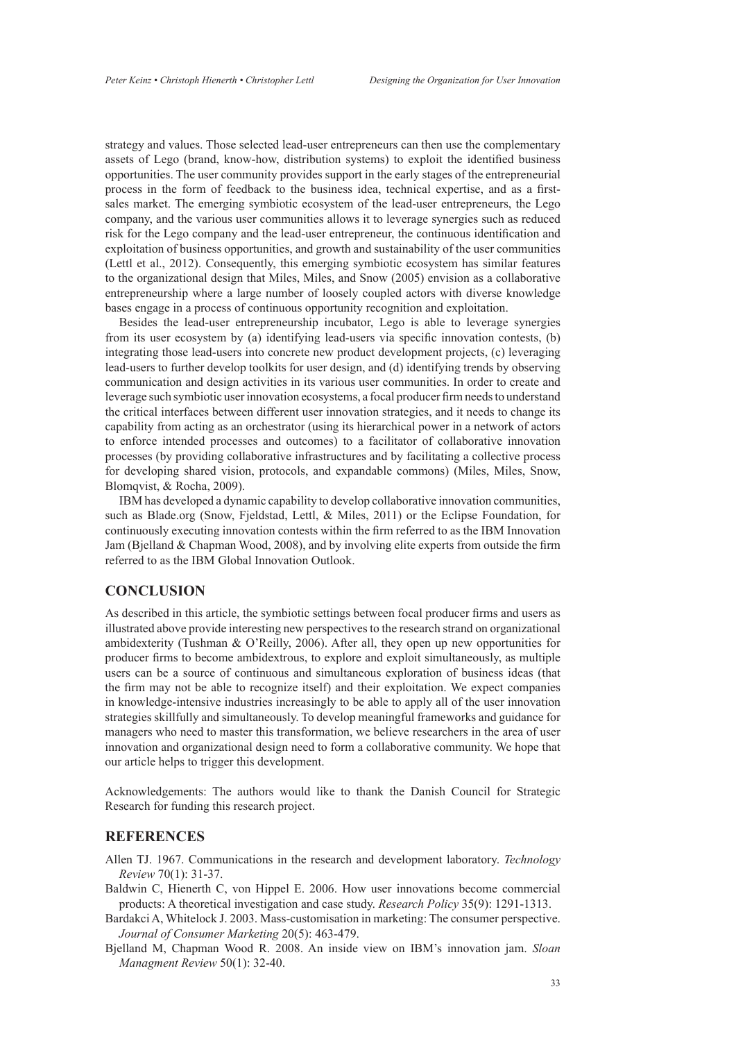strategy and values. Those selected lead-user entrepreneurs can then use the complementary assets of Lego (brand, know-how, distribution systems) to exploit the identified business opportunities. The user community provides support in the early stages of the entrepreneurial process in the form of feedback to the business idea, technical expertise, and as a first-sales market. The emerging symbiotic ecosystem of the lead-user entrepreneurs, the Lego company, and the various user communities allows it to leverage synergies such as reduced risk for the Lego company and the lead-user entrepreneur, the continuous identification and exploitation of business opportunities, and growth and sustainability of the user communities (Lettl et al., 2012). Consequently, this emerging symbiotic ecosystem has similar features to the organizational design that Miles, Miles, and Snow (2005) envision as a collaborative entrepreneurship where a large number of loosely coupled actors with diverse knowledge bases engage in a process of continuous opportunity recognition and exploitation.

Besides the lead-user entrepreneurship incubator, Lego is able to leverage synergies from its user ecosystem by (a) identifying lead-users via specific innovation contests, (b) integrating those lead-users into concrete new product development projects, (c) leveraging lead-users to further develop toolkits for user design, and (d) identifying trends by observing communication and design activities in its various user communities. In order to create and leverage such symbiotic user innovation ecosystems, a focal producer firm needs to understand the critical interfaces between different user innovation strategies, and it needs to change its capability from acting as an orchestrator (using its hierarchical power in a network of actors to enforce intended processes and outcomes) to a facilitator of collaborative innovation processes (by providing collaborative infrastructures and by facilitating a collective process for developing shared vision, protocols, and expandable commons) (Miles, Miles, Snow, Blomqvist, & Rocha, 2009).

IBM has developed a dynamic capability to develop collaborative innovation communities, such as Blade.org (Snow, Fjeldstad, Lettl, & Miles, 2011) or the Eclipse Foundation, for continuously executing innovation contests within the firm referred to as the IBM Innovation Jam (Bjelland & Chapman Wood, 2008), and by involving elite experts from outside the firm referred to as the IBM Global Innovation Outlook.

## CONCLUSION

As described in this article, the symbiotic settings between focal producer firms and users as illustrated above provide interesting new perspectives to the research strand on organizational ambidexterity (Tushman & O'Reilly, 2006). After all, they open up new opportunities for producer firms to become ambidextrous, to explore and exploit simultaneously, as multiple users can be a source of continuous and simultaneous exploration of business ideas (that the firm may not be able to recognize itself) and their exploitation. We expect companies in knowledge-intensive industries increasingly to be able to apply all of the user innovation strategies skillfully and simultaneously. To develop meaningful frameworks and guidance for managers who need to master this transformation, we believe researchers in the area of user innovation and organizational design need to form a collaborative community. We hope that our article helps to trigger this development.

Acknowledgements: The authors would like to thank the Danish Council for Strategic Research for funding this research project.

## REFERENCES

Allen TJ. 1967. Communications in the research and development laboratory. *Technology Review* 70(1): 31-37.

Baldwin C, Hienerth C, von Hippel E. 2006. How user innovations become commercial products: A theoretical investigation and case study. *Research Policy* 35(9): 1291-1313.

Bardakci A, Whitelock J. 2003. Mass-customisation in marketing: The consumer perspective. *Journal of Consumer Marketing* 20(5): 463-479.

Bjelland M, Chapman Wood R. 2008. An inside view on IBM's innovation jam. *Sloan Managment Review* 50(1): 32-40.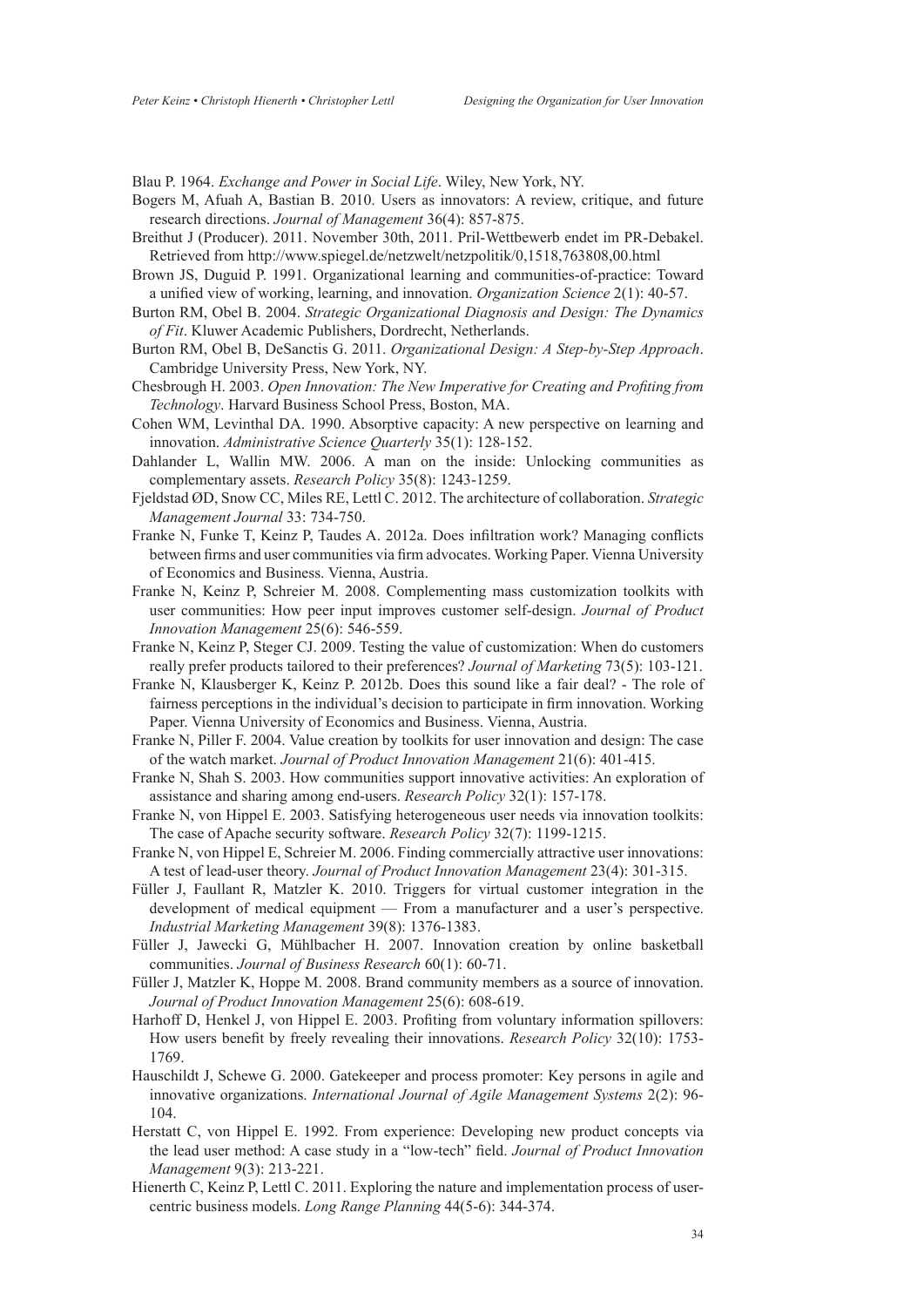Blau P. 1964. *Exchange and Power in Social Life*. Wiley, New York, NY.

Bogers M, Afuah A, Bastian B. 2010. Users as innovators: A review, critique, and future research directions. *Journal of Management* 36(4): 857-875.

Breithut J (Producer). 2011. November 30th, 2011. Pril-Wettbewerb endet im PR-Debakel. Retrieved from http://www.spiegel.de/netzwelt/netzpolitik/0,1518,763808,00.html

Brown JS, Duguid P. 1991. Organizational learning and communities-of-practice: Toward a unified view of working, learning, and innovation. *Organization Science* 2(1): 40-57.

Burton RM, Obel B. 2004. *Strategic Organizational Diagnosis and Design: The Dynamics of Fit*. Kluwer Academic Publishers, Dordrecht, Netherlands.

Burton RM, Obel B, DeSanctis G. 2011. *Organizational Design: A Step-by-Step Approach*. Cambridge University Press, New York, NY.

Chesbrough H. 2003. *Open Innovation: The New Imperative for Creating and Profiting from Technology*. Harvard Business School Press, Boston, MA.

Cohen WM, Levinthal DA. 1990. Absorptive capacity: A new perspective on learning and innovation. *Administrative Science Quarterly* 35(1): 128-152.

Dahlander L, Wallin MW. 2006. A man on the inside: Unlocking communities as complementary assets. *Research Policy* 35(8): 1243-1259.

Fjeldstad ØD, Snow CC, Miles RE, Lettl C. 2012. The architecture of collaboration. *Strategic Management Journal* 33: 734-750.

Franke N, Funke T, Keinz P, Taudes A. 2012a. Does infiltration work? Managing conflicts between firms and user communities via firm advocates. Working Paper. Vienna University of Economics and Business. Vienna, Austria.

Franke N, Keinz P, Schreier M. 2008. Complementing mass customization toolkits with user communities: How peer input improves customer self-design. *Journal of Product Innovation Management* 25(6): 546-559.

Franke N, Keinz P, Steger CJ. 2009. Testing the value of customization: When do customers really prefer products tailored to their preferences? *Journal of Marketing* 73(5): 103-121.

Franke N, Klausberger K, Keinz P. 2012b. Does this sound like a fair deal? - The role of fairness perceptions in the individual's decision to participate in firm innovation. Working Paper. Vienna University of Economics and Business. Vienna, Austria.

Franke N, Piller F. 2004. Value creation by toolkits for user innovation and design: The case of the watch market. *Journal of Product Innovation Management* 21(6): 401-415.

Franke N, Shah S. 2003. How communities support innovative activities: An exploration of assistance and sharing among end-users. *Research Policy* 32(1): 157-178.

Franke N, von Hippel E. 2003. Satisfying heterogeneous user needs via innovation toolkits: The case of Apache security software. *Research Policy* 32(7): 1199-1215.

Franke N, von Hippel E, Schreier M. 2006. Finding commercially attractive user innovations: A test of lead-user theory. *Journal of Product Innovation Management* 23(4): 301-315.

Füller J, Faullant R, Matzler K. 2010. Triggers for virtual customer integration in the development of medical equipment — From a manufacturer and a user's perspective. *Industrial Marketing Management* 39(8): 1376-1383.

Füller J, Jawecki G, Mühlbacher H. 2007. Innovation creation by online basketball communities. *Journal of Business Research* 60(1): 60-71.

Füller J, Matzler K, Hoppe M. 2008. Brand community members as a source of innovation. *Journal of Product Innovation Management* 25(6): 608-619.

Harhoff D, Henkel J, von Hippel E. 2003. Profiting from voluntary information spillovers: How users benefit by freely revealing their innovations. *Research Policy* 32(10): 1753-1769.

Hauschildt J, Schewe G. 2000. Gatekeeper and process promoter: Key persons in agile and innovative organizations. *International Journal of Agile Management Systems* 2(2): 96-104.

Herstatt C, von Hippel E. 1992. From experience: Developing new product concepts via the lead user method: A case study in a "low-tech" field. *Journal of Product Innovation Management* 9(3): 213-221.

Hienerth C, Keinz P, Lettl C. 2011. Exploring the nature and implementation process of user-centric business models. *Long Range Planning* 44(5-6): 344-374.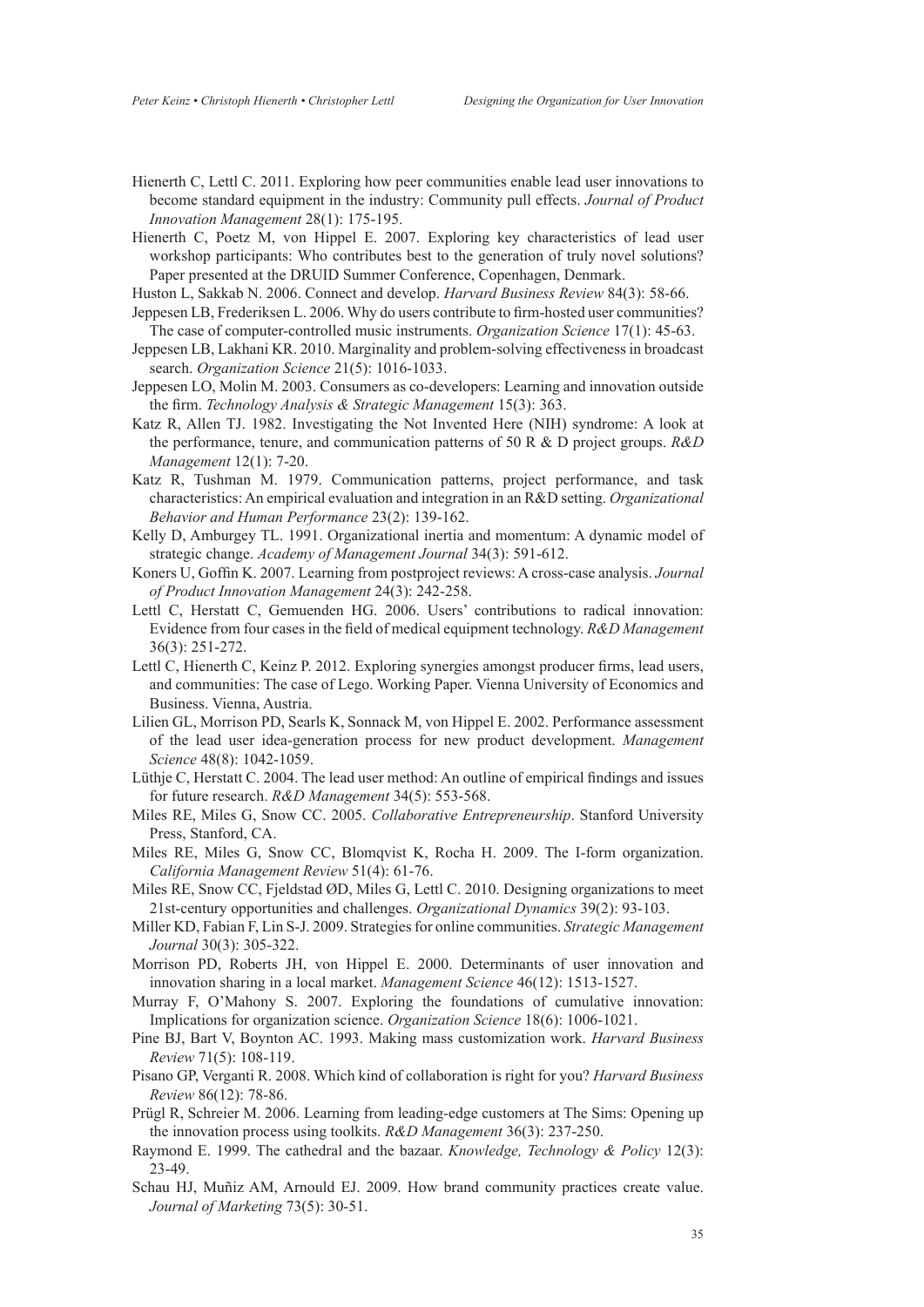Hienerth C, Lettl C. 2011. Exploring how peer communities enable lead user innovations to become standard equipment in the industry: Community pull effects. *Journal of Product Innovation Management* 28(1): 175-195.

Hienerth C, Poetz M, von Hippel E. 2007. Exploring key characteristics of lead user workshop participants: Who contributes best to the generation of truly novel solutions? Paper presented at the DRUID Summer Conference, Copenhagen, Denmark.

Huston L, Sakkab N. 2006. Connect and develop. *Harvard Business Review* 84(3): 58-66.

Jeppesen LB, Frederiksen L. 2006. Why do users contribute to firm-hosted user communities? The case of computer-controlled music instruments. *Organization Science* 17(1): 45-63.

Jeppesen LB, Lakhani KR. 2010. Marginality and problem-solving effectiveness in broadcast search. *Organization Science* 21(5): 1016-1033.

Jeppesen LO, Molin M. 2003. Consumers as co-developers: Learning and innovation outside the firm. *Technology Analysis & Strategic Management* 15(3): 363.

Katz R, Allen TJ. 1982. Investigating the Not Invented Here (NIH) syndrome: A look at the performance, tenure, and communication patterns of 50 R & D project groups. *R&D Management* 12(1): 7-20.

Katz R, Tushman M. 1979. Communication patterns, project performance, and task characteristics: An empirical evaluation and integration in an R&D setting. *Organizational Behavior and Human Performance* 23(2): 139-162.

Kelly D, Amburgey TL. 1991. Organizational inertia and momentum: A dynamic model of strategic change. *Academy of Management Journal* 34(3): 591-612.

Koners U, Goffin K. 2007. Learning from postproject reviews: A cross-case analysis. *Journal of Product Innovation Management* 24(3): 242-258.

Lettl C, Herstatt C, Gemuenden HG. 2006. Users' contributions to radical innovation: Evidence from four cases in the field of medical equipment technology. *R&D Management* 36(3): 251-272.

Lettl C, Hienerth C, Keinz P. 2012. Exploring synergies amongst producer firms, lead users, and communities: The case of Lego. Working Paper. Vienna University of Economics and Business. Vienna, Austria.

Lilien GL, Morrison PD, Searls K, Sonnack M, von Hippel E. 2002. Performance assessment of the lead user idea-generation process for new product development. *Management Science* 48(8): 1042-1059.

Lüthje C, Herstatt C. 2004. The lead user method: An outline of empirical findings and issues for future research. *R&D Management* 34(5): 553-568.

Miles RE, Miles G, Snow CC. 2005. *Collaborative Entrepreneurship*. Stanford University Press, Stanford, CA.

Miles RE, Miles G, Snow CC, Blomqvist K, Rocha H. 2009. The I-form organization. *California Management Review* 51(4): 61-76.

Miles RE, Snow CC, Fjeldstad ØD, Miles G, Lettl C. 2010. Designing organizations to meet 21st-century opportunities and challenges. *Organizational Dynamics* 39(2): 93-103.

Miller KD, Fabian F, Lin S-J. 2009. Strategies for online communities. *Strategic Management Journal* 30(3): 305-322.

Morrison PD, Roberts JH, von Hippel E. 2000. Determinants of user innovation and innovation sharing in a local market. *Management Science* 46(12): 1513-1527.

Murray F, O'Mahony S. 2007. Exploring the foundations of cumulative innovation: Implications for organization science. *Organization Science* 18(6): 1006-1021.

Pine BJ, Bart V, Boynton AC. 1993. Making mass customization work. *Harvard Business Review* 71(5): 108-119.

Pisano GP, Verganti R. 2008. Which kind of collaboration is right for you? *Harvard Business Review* 86(12): 78-86.

Prügl R, Schreier M. 2006. Learning from leading-edge customers at The Sims: Opening up the innovation process using toolkits. *R&D Management* 36(3): 237-250.

Raymond E. 1999. The cathedral and the bazaar. *Knowledge, Technology & Policy* 12(3): 23-49.

Schau HJ, Muñiz AM, Arnould EJ. 2009. How brand community practices create value. *Journal of Marketing* 73(5): 30-51.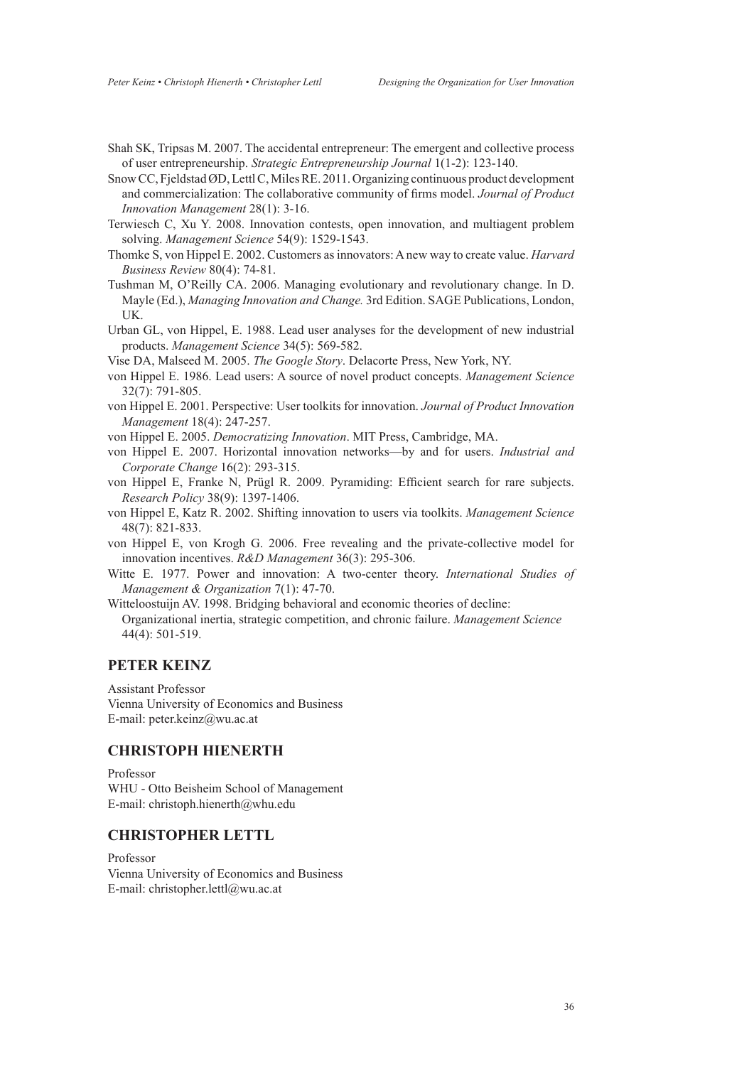Shah SK, Tripsas M. 2007. The accidental entrepreneur: The emergent and collective process of user entrepreneurship. *Strategic Entrepreneurship Journal* 1(1-2): 123-140.

Snow CC, Fjeldstad ØD, Lettl C, Miles RE. 2011. Organizing continuous product development and commercialization: The collaborative community of firms model. *Journal of Product Innovation Management* 28(1): 3-16.

Terwiesch C, Xu Y. 2008. Innovation contests, open innovation, and multiagent problem solving. *Management Science* 54(9): 1529-1543.

Thomke S, von Hippel E. 2002. Customers as innovators: A new way to create value. *Harvard Business Review* 80(4): 74-81.

Tushman M, O'Reilly CA. 2006. Managing evolutionary and revolutionary change. In D. Mayle (Ed.), *Managing Innovation and Change.* 3rd Edition. SAGE Publications, London, UK.

Urban GL, von Hippel, E. 1988. Lead user analyses for the development of new industrial products. *Management Science* 34(5): 569-582.

Vise DA, Malseed M. 2005. *The Google Story*. Delacorte Press, New York, NY.

von Hippel E. 1986. Lead users: A source of novel product concepts. *Management Science* 32(7): 791-805.

von Hippel E. 2001. Perspective: User toolkits for innovation. *Journal of Product Innovation Management* 18(4): 247-257.

von Hippel E. 2005. *Democratizing Innovation*. MIT Press, Cambridge, MA.

von Hippel E. 2007. Horizontal innovation networks—by and for users. *Industrial and Corporate Change* 16(2): 293-315.

von Hippel E, Franke N, Prügl R. 2009. Pyramiding: Efficient search for rare subjects. *Research Policy* 38(9): 1397-1406.

von Hippel E, Katz R. 2002. Shifting innovation to users via toolkits. *Management Science* 48(7): 821-833.

von Hippel E, von Krogh G. 2006. Free revealing and the private-collective model for innovation incentives. *R&D Management* 36(3): 295-306.

Witte E. 1977. Power and innovation: A two-center theory. *International Studies of Management & Organization* 7(1): 47-70.

Witteloostuijn AV. 1998. Bridging behavioral and economic theories of decline: Organizational inertia, strategic competition, and chronic failure. *Management Science* 44(4): 501-519.

## PETER KEINZ

Assistant Professor
Vienna University of Economics and Business
E-mail: peter.keinz@wu.ac.at

## CHRISTOPH HIENERTH

Professor
WHU - Otto Beisheim School of Management
E-mail: christoph.hienerth@whu.edu

## CHRISTOPHER LETTL

Professor
Vienna University of Economics and Business
E-mail: christopher.lettl@wu.ac.at